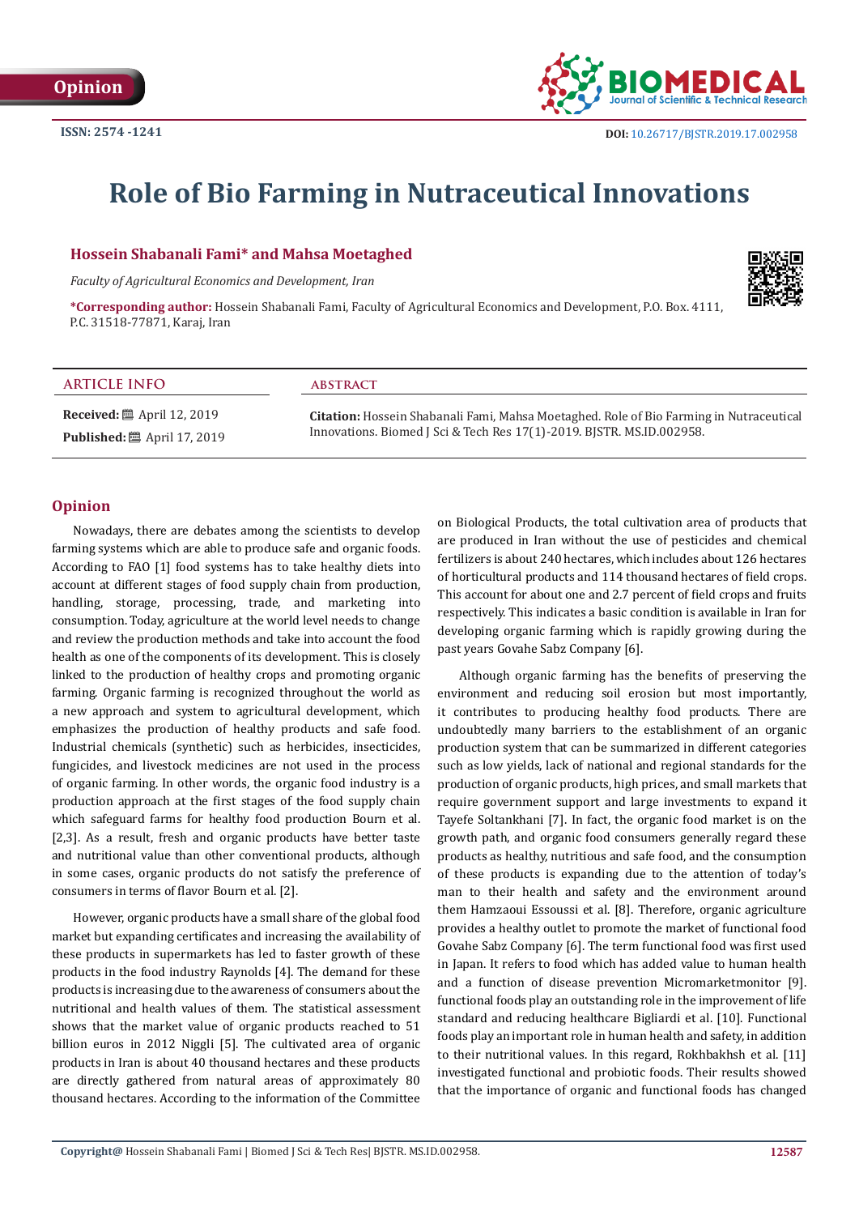Opinion

ISSN: 2574 -1241

DOI: 10.26717/BJSTR.2019.17.002958

# Role of Bio Farming in Nutraceutical Innovations

**Hossein Shabanali Fami\* and Mahsa Moetaghed**

*Faculty of Agricultural Economics and Development, Iran*

**\*Corresponding author:** Hossein Shabanali Fami, Faculty of Agricultural Economics and Development, P.O. Box. 4111, P.C. 31518-77871, Karaj, Iran

**ARTICLE INFO**

**Received:** April 12, 2019

**Published:** April 17, 2019

**ABSTRACT**

**Citation:** Hossein Shabanali Fami, Mahsa Moetaghed. Role of Bio Farming in Nutraceutical Innovations. Biomed J Sci & Tech Res 17(1)-2019. BJSTR. MS.ID.002958.

## Opinion

Nowadays, there are debates among the scientists to develop farming systems which are able to produce safe and organic foods. According to FAO [1] food systems has to take healthy diets into account at different stages of food supply chain from production, handling, storage, processing, trade, and marketing into consumption. Today, agriculture at the world level needs to change and review the production methods and take into account the food health as one of the components of its development. This is closely linked to the production of healthy crops and promoting organic farming. Organic farming is recognized throughout the world as a new approach and system to agricultural development, which emphasizes the production of healthy products and safe food. Industrial chemicals (synthetic) such as herbicides, insecticides, fungicides, and livestock medicines are not used in the process of organic farming. In other words, the organic food industry is a production approach at the first stages of the food supply chain which safeguard farms for healthy food production Bourn et al. [2,3]. As a result, fresh and organic products have better taste and nutritional value than other conventional products, although in some cases, organic products do not satisfy the preference of consumers in terms of flavor Bourn et al. [2].

However, organic products have a small share of the global food market but expanding certificates and increasing the availability of these products in supermarkets has led to faster growth of these products in the food industry Raynolds [4]. The demand for these products is increasing due to the awareness of consumers about the nutritional and health values of them. The statistical assessment shows that the market value of organic products reached to 51 billion euros in 2012 Niggli [5]. The cultivated area of organic products in Iran is about 40 thousand hectares and these products are directly gathered from natural areas of approximately 80 thousand hectares. According to the information of the Committee on Biological Products, the total cultivation area of products that are produced in Iran without the use of pesticides and chemical fertilizers is about 240 hectares, which includes about 126 hectares of horticultural products and 114 thousand hectares of field crops. This account for about one and 2.7 percent of field crops and fruits respectively. This indicates a basic condition is available in Iran for developing organic farming which is rapidly growing during the past years Govahe Sabz Company [6].

Although organic farming has the benefits of preserving the environment and reducing soil erosion but most importantly, it contributes to producing healthy food products. There are undoubtedly many barriers to the establishment of an organic production system that can be summarized in different categories such as low yields, lack of national and regional standards for the production of organic products, high prices, and small markets that require government support and large investments to expand it Tayefe Soltankhani [7]. In fact, the organic food market is on the growth path, and organic food consumers generally regard these products as healthy, nutritious and safe food, and the consumption of these products is expanding due to the attention of today's man to their health and safety and the environment around them Hamzaoui Essoussi et al. [8]. Therefore, organic agriculture provides a healthy outlet to promote the market of functional food Govahe Sabz Company [6]. The term functional food was first used in Japan. It refers to food which has added value to human health and a function of disease prevention Micromarketmonitor [9]. functional foods play an outstanding role in the improvement of life standard and reducing healthcare Bigliardi et al. [10]. Functional foods play an important role in human health and safety, in addition to their nutritional values. In this regard, Rokhbakhsh et al. [11] investigated functional and probiotic foods. Their results showed that the importance of organic and functional foods has changed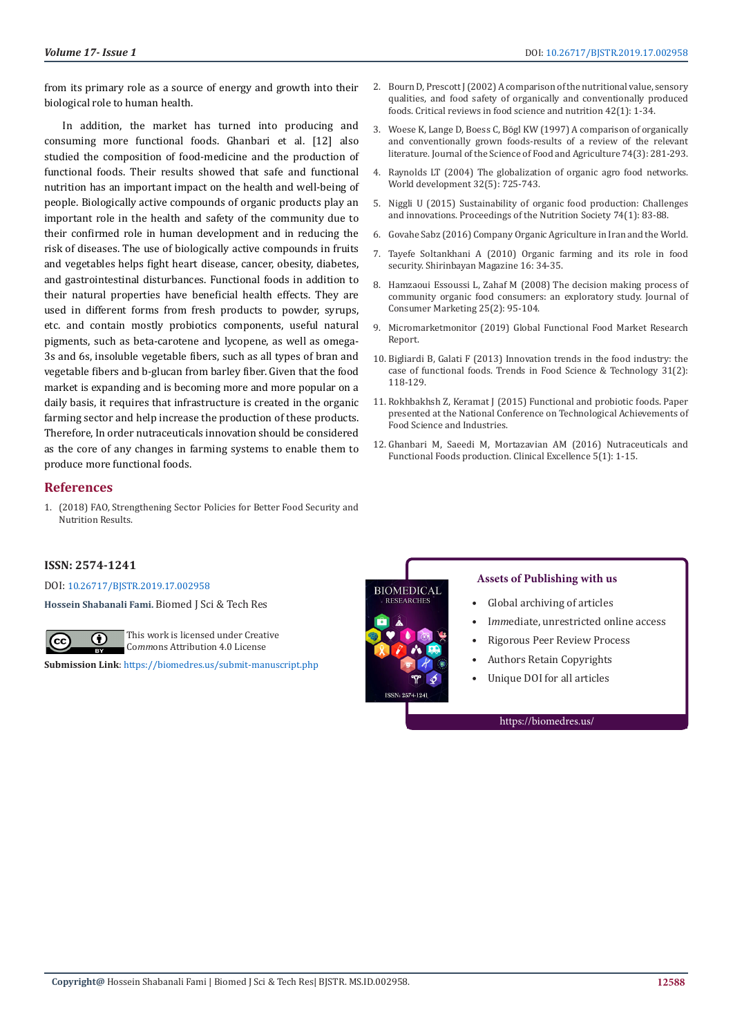from its primary role as a source of energy and growth into their biological role to human health.

In addition, the market has turned into producing and consuming more functional foods. Ghanbari et al. [12] also studied the composition of food-medicine and the production of functional foods. Their results showed that safe and functional nutrition has an important impact on the health and well-being of people. Biologically active compounds of organic products play an important role in the health and safety of the community due to their confirmed role in human development and in reducing the risk of diseases. The use of biologically active compounds in fruits and vegetables helps fight heart disease, cancer, obesity, diabetes, and gastrointestinal disturbances. Functional foods in addition to their natural properties have beneficial health effects. They are used in different forms from fresh products to powder, syrups, etc. and contain mostly probiotics components, useful natural pigments, such as beta-carotene and lycopene, as well as omega-3s and 6s, insoluble vegetable fibers, such as all types of bran and vegetable fibers and b-glucan from barley fiber. Given that the food market is expanding and is becoming more and more popular on a daily basis, it requires that infrastructure is created in the organic farming sector and help increase the production of these products. Therefore, In order nutraceuticals innovation should be considered as the core of any changes in farming systems to enable them to produce more functional foods.

## References

1. (2018) FAO, Strengthening Sector Policies for Better Food Security and Nutrition Results.
2. Bourn D, Prescott J (2002) A comparison of the nutritional value, sensory qualities, and food safety of organically and conventionally produced foods. Critical reviews in food science and nutrition 42(1): 1-34.
3. Woese K, Lange D, Boess C, Bögl KW (1997) A comparison of organically and conventionally grown foods-results of a review of the relevant literature. Journal of the Science of Food and Agriculture 74(3): 281-293.
4. Raynolds LT (2004) The globalization of organic agro food networks. World development 32(5): 725-743.
5. Niggli U (2015) Sustainability of organic food production: Challenges and innovations. Proceedings of the Nutrition Society 74(1): 83-88.
6. Govahe Sabz (2016) Company Organic Agriculture in Iran and the World.
7. Tayefe Soltankhani A (2010) Organic farming and its role in food security. Shirinbayan Magazine 16: 34-35.
8. Hamzaoui Essoussi L, Zahaf M (2008) The decision making process of community organic food consumers: an exploratory study. Journal of Consumer Marketing 25(2): 95-104.
9. Micromarketmonitor (2019) Global Functional Food Market Research Report.
10. Bigliardi B, Galati F (2013) Innovation trends in the food industry: the case of functional foods. Trends in Food Science & Technology 31(2): 118-129.
11. Rokhbakhsh Z, Keramat J (2015) Functional and probiotic foods. Paper presented at the National Conference on Technological Achievements of Food Science and Industries.
12. Ghanbari M, Saeedi M, Mortazavian AM (2016) Nutraceuticals and Functional Foods production. Clinical Excellence 5(1): 1-15.

**ISSN: 2574-1241**

DOI: 10.26717/BJSTR.2019.17.002958

**Hossein Shabanali Fami.** Biomed J Sci & Tech Res

This work is licensed under Creative Commons Attribution 4.0 License

**Submission Link**: https://biomedres.us/submit-manuscript.php

**Assets of Publishing with us**

- Global archiving of articles
- Immediate, unrestricted online access
- Rigorous Peer Review Process
- Authors Retain Copyrights
- Unique DOI for all articles

https://biomedres.us/